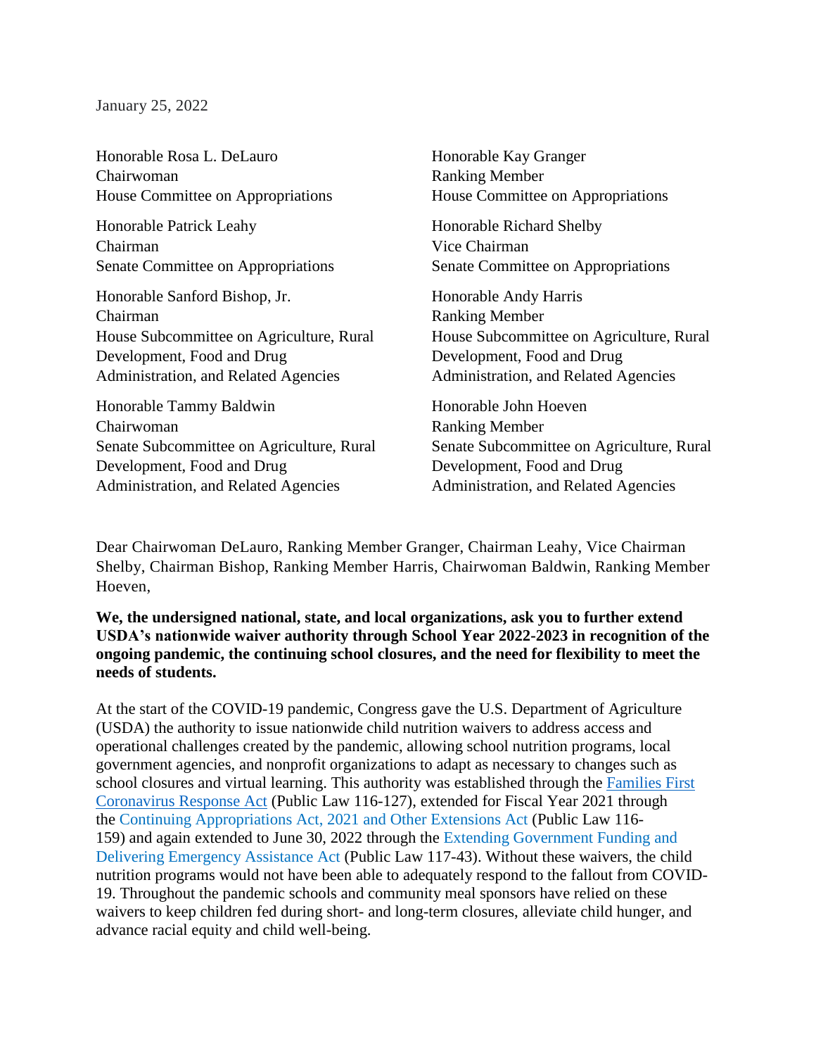January 25, 2022

Honorable Rosa L. DeLauro
Chairwoman
House Committee on Appropriations

Honorable Kay Granger
Ranking Member
House Committee on Appropriations

Honorable Patrick Leahy
Chairman
Senate Committee on Appropriations

Honorable Richard Shelby
Vice Chairman
Senate Committee on Appropriations

Honorable Sanford Bishop, Jr.
Chairman
House Subcommittee on Agriculture, Rural Development, Food and Drug Administration, and Related Agencies

Honorable Andy Harris
Ranking Member
House Subcommittee on Agriculture, Rural Development, Food and Drug Administration, and Related Agencies

Honorable Tammy Baldwin
Chairwoman
Senate Subcommittee on Agriculture, Rural Development, Food and Drug Administration, and Related Agencies

Honorable John Hoeven
Ranking Member
Senate Subcommittee on Agriculture, Rural Development, Food and Drug Administration, and Related Agencies

Dear Chairwoman DeLauro, Ranking Member Granger, Chairman Leahy, Vice Chairman Shelby, Chairman Bishop, Ranking Member Harris, Chairwoman Baldwin, Ranking Member Hoeven,

**We, the undersigned national, state, and local organizations, ask you to further extend USDA's nationwide waiver authority through School Year 2022-2023 in recognition of the ongoing pandemic, the continuing school closures, and the need for flexibility to meet the needs of students.**

At the start of the COVID-19 pandemic, Congress gave the U.S. Department of Agriculture (USDA) the authority to issue nationwide child nutrition waivers to address access and operational challenges created by the pandemic, allowing school nutrition programs, local government agencies, and nonprofit organizations to adapt as necessary to changes such as school closures and virtual learning. This authority was established through the Families First Coronavirus Response Act (Public Law 116-127), extended for Fiscal Year 2021 through the Continuing Appropriations Act, 2021 and Other Extensions Act (Public Law 116-159) and again extended to June 30, 2022 through the Extending Government Funding and Delivering Emergency Assistance Act (Public Law 117-43). Without these waivers, the child nutrition programs would not have been able to adequately respond to the fallout from COVID-19. Throughout the pandemic schools and community meal sponsors have relied on these waivers to keep children fed during short- and long-term closures, alleviate child hunger, and advance racial equity and child well-being.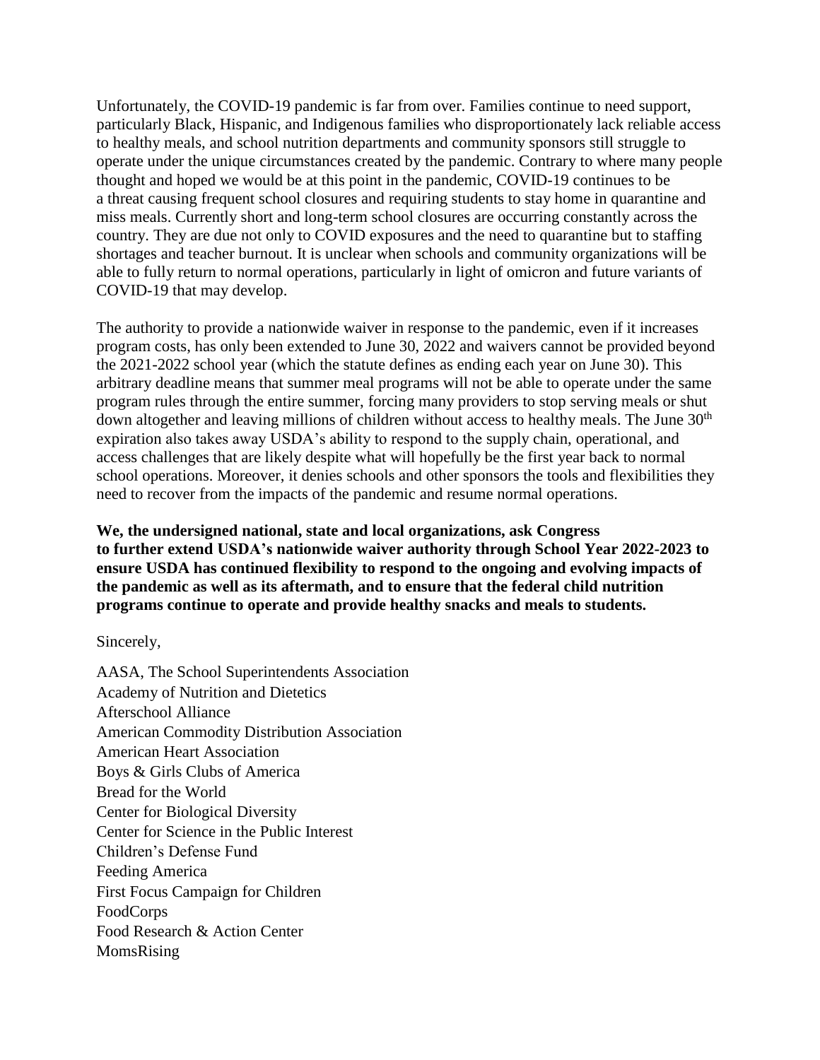Unfortunately, the COVID-19 pandemic is far from over. Families continue to need support, particularly Black, Hispanic, and Indigenous families who disproportionately lack reliable access to healthy meals, and school nutrition departments and community sponsors still struggle to operate under the unique circumstances created by the pandemic. Contrary to where many people thought and hoped we would be at this point in the pandemic, COVID-19 continues to be a threat causing frequent school closures and requiring students to stay home in quarantine and miss meals. Currently short and long-term school closures are occurring constantly across the country. They are due not only to COVID exposures and the need to quarantine but to staffing shortages and teacher burnout. It is unclear when schools and community organizations will be able to fully return to normal operations, particularly in light of omicron and future variants of COVID-19 that may develop.

The authority to provide a nationwide waiver in response to the pandemic, even if it increases program costs, has only been extended to June 30, 2022 and waivers cannot be provided beyond the 2021-2022 school year (which the statute defines as ending each year on June 30). This arbitrary deadline means that summer meal programs will not be able to operate under the same program rules through the entire summer, forcing many providers to stop serving meals or shut down altogether and leaving millions of children without access to healthy meals. The June 30th expiration also takes away USDA's ability to respond to the supply chain, operational, and access challenges that are likely despite what will hopefully be the first year back to normal school operations. Moreover, it denies schools and other sponsors the tools and flexibilities they need to recover from the impacts of the pandemic and resume normal operations.

**We, the undersigned national, state and local organizations, ask Congress to further extend USDA's nationwide waiver authority through School Year 2022-2023 to ensure USDA has continued flexibility to respond to the ongoing and evolving impacts of the pandemic as well as its aftermath, and to ensure that the federal child nutrition programs continue to operate and provide healthy snacks and meals to students.**

Sincerely,

AASA, The School Superintendents Association
Academy of Nutrition and Dietetics
Afterschool Alliance
American Commodity Distribution Association
American Heart Association
Boys & Girls Clubs of America
Bread for the World
Center for Biological Diversity
Center for Science in the Public Interest
Children's Defense Fund
Feeding America
First Focus Campaign for Children
FoodCorps
Food Research & Action Center
MomsRising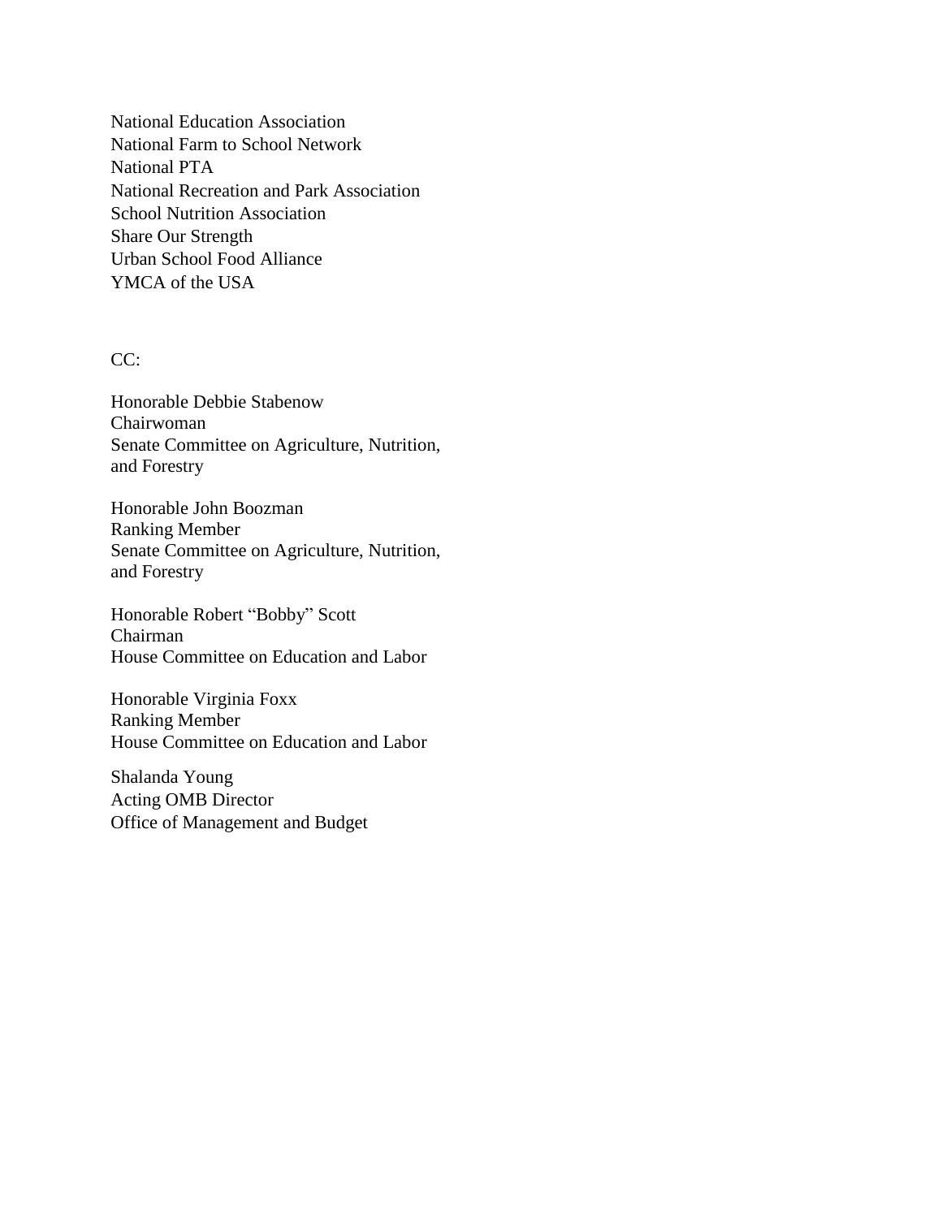National Education Association
National Farm to School Network
National PTA
National Recreation and Park Association
School Nutrition Association
Share Our Strength
Urban School Food Alliance
YMCA of the USA

CC:

Honorable Debbie Stabenow
Chairwoman
Senate Committee on Agriculture, Nutrition, and Forestry

Honorable John Boozman
Ranking Member
Senate Committee on Agriculture, Nutrition, and Forestry

Honorable Robert "Bobby" Scott
Chairman
House Committee on Education and Labor

Honorable Virginia Foxx
Ranking Member
House Committee on Education and Labor

Shalanda Young
Acting OMB Director
Office of Management and Budget